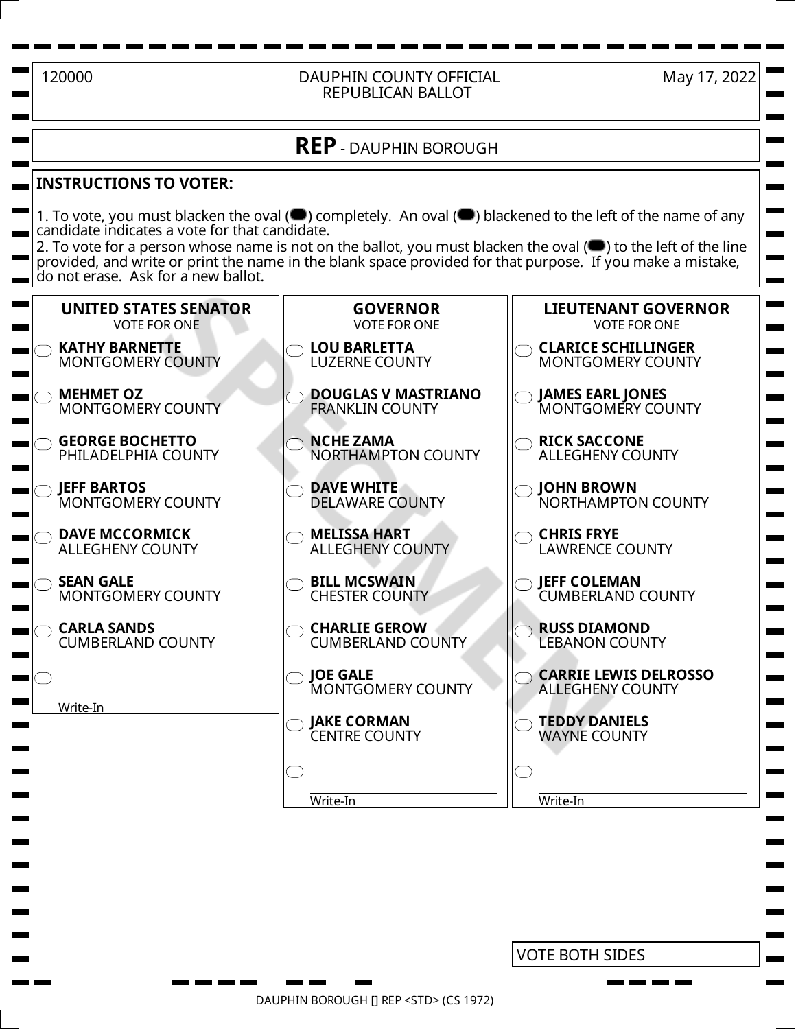120000

DAUPHIN COUNTY OFFICIAL
REPUBLICAN BALLOT

May 17, 2022

# **REP** - DAUPHIN BOROUGH

**INSTRUCTIONS TO VOTER:**

1. To vote, you must blacken the oval (⬬) completely. An oval (⬬) blackened to the left of the name of any candidate indicates a vote for that candidate.
2. To vote for a person whose name is not on the ballot, you must blacken the oval (⬬) to the left of the line provided, and write or print the name in the blank space provided for that purpose. If you make a mistake, do not erase. Ask for a new ballot.

## UNITED STATES SENATOR
VOTE FOR ONE

- ⬭ **KATHY BARNETTE** MONTGOMERY COUNTY
- ⬭ **MEHMET OZ** MONTGOMERY COUNTY
- ⬭ **GEORGE BOCHETTO** PHILADELPHIA COUNTY
- ⬭ **JEFF BARTOS** MONTGOMERY COUNTY
- ⬭ **DAVE MCCORMICK** ALLEGHENY COUNTY
- ⬭ **SEAN GALE** MONTGOMERY COUNTY
- ⬭ **CARLA SANDS** CUMBERLAND COUNTY
- ⬭ ____________ Write-In

## GOVERNOR
VOTE FOR ONE

- ⬭ **LOU BARLETTA** LUZERNE COUNTY
- ⬭ **DOUGLAS V MASTRIANO** FRANKLIN COUNTY
- ⬭ **NCHE ZAMA** NORTHAMPTON COUNTY
- ⬭ **DAVE WHITE** DELAWARE COUNTY
- ⬭ **MELISSA HART** ALLEGHENY COUNTY
- ⬭ **BILL MCSWAIN** CHESTER COUNTY
- ⬭ **CHARLIE GEROW** CUMBERLAND COUNTY
- ⬭ **JOE GALE** MONTGOMERY COUNTY
- ⬭ **JAKE CORMAN** CENTRE COUNTY
- ⬭ ____________ Write-In

## LIEUTENANT GOVERNOR
VOTE FOR ONE

- ⬭ **CLARICE SCHILLINGER** MONTGOMERY COUNTY
- ⬭ **JAMES EARL JONES** MONTGOMERY COUNTY
- ⬭ **RICK SACCONE** ALLEGHENY COUNTY
- ⬭ **JOHN BROWN** NORTHAMPTON COUNTY
- ⬭ **CHRIS FRYE** LAWRENCE COUNTY
- ⬭ **JEFF COLEMAN** CUMBERLAND COUNTY
- ⬭ **RUSS DIAMOND** LEBANON COUNTY
- ⬭ **CARRIE LEWIS DELROSSO** ALLEGHENY COUNTY
- ⬭ **TEDDY DANIELS** WAYNE COUNTY
- ⬭ ____________ Write-In

VOTE BOTH SIDES

DAUPHIN BOROUGH [] REP <STD> (CS 1972)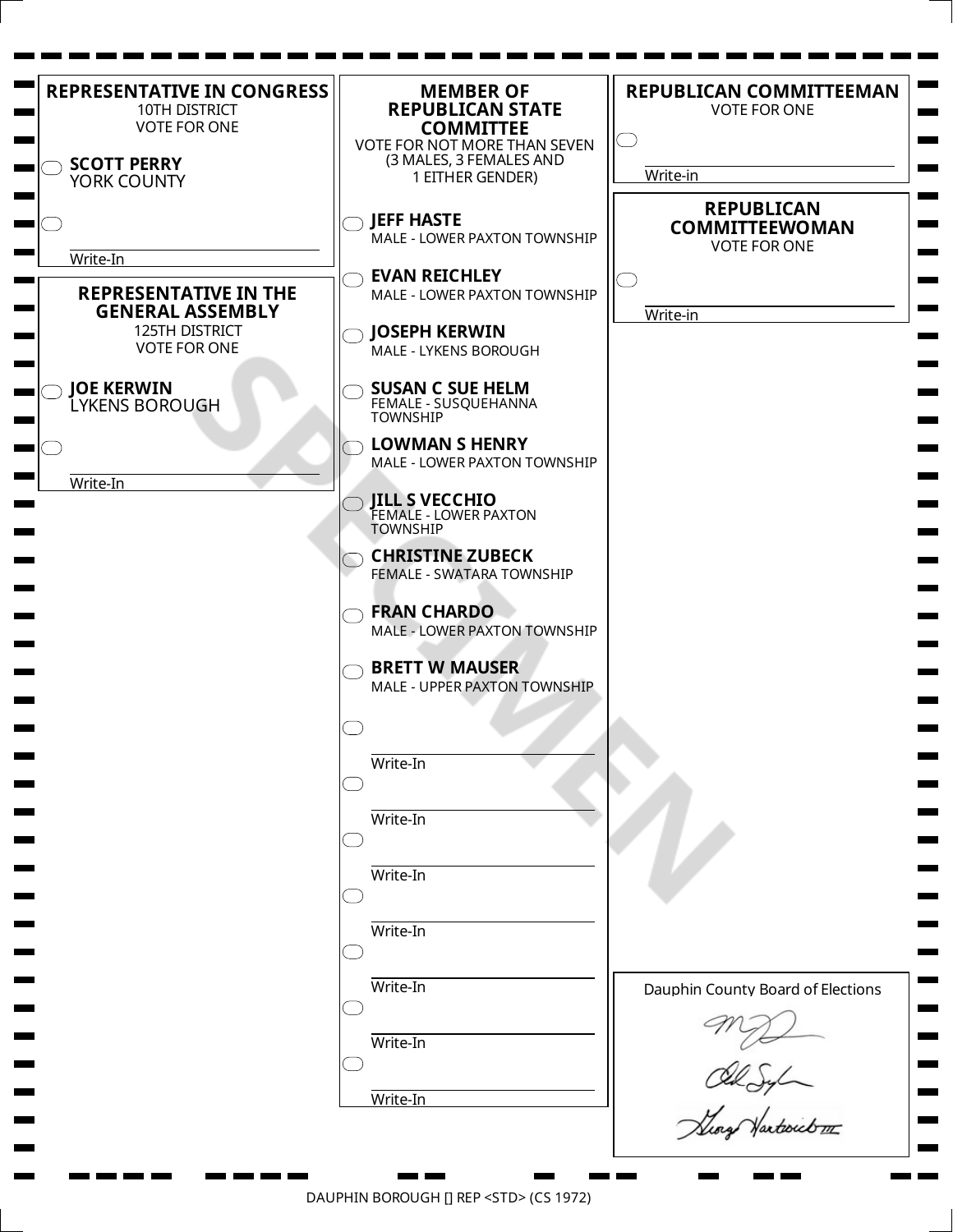## REPRESENTATIVE IN CONGRESS
10TH DISTRICT
VOTE FOR ONE

- **SCOTT PERRY**
  YORK COUNTY
- Write-In

## REPRESENTATIVE IN THE GENERAL ASSEMBLY
125TH DISTRICT
VOTE FOR ONE

- **JOE KERWIN**
  LYKENS BOROUGH
- Write-In

## MEMBER OF REPUBLICAN STATE COMMITTEE
VOTE FOR NOT MORE THAN SEVEN
(3 MALES, 3 FEMALES AND 1 EITHER GENDER)

- **JEFF HASTE**
  MALE - LOWER PAXTON TOWNSHIP
- **EVAN REICHLEY**
  MALE - LOWER PAXTON TOWNSHIP
- **JOSEPH KERWIN**
  MALE - LYKENS BOROUGH
- **SUSAN C SUE HELM**
  FEMALE - SUSQUEHANNA TOWNSHIP
- **LOWMAN S HENRY**
  MALE - LOWER PAXTON TOWNSHIP
- **JILL S VECCHIO**
  FEMALE - LOWER PAXTON TOWNSHIP
- **CHRISTINE ZUBECK**
  FEMALE - SWATARA TOWNSHIP
- **FRAN CHARDO**
  MALE - LOWER PAXTON TOWNSHIP
- **BRETT W MAUSER**
  MALE - UPPER PAXTON TOWNSHIP
- Write-In
- Write-In
- Write-In
- Write-In
- Write-In
- Write-In
- Write-In

## REPUBLICAN COMMITTEEMAN
VOTE FOR ONE

- Write-in

## REPUBLICAN COMMITTEEWOMAN
VOTE FOR ONE

- Write-in

Dauphin County Board of Elections

SPECIMEN

DAUPHIN BOROUGH [] REP <STD> (CS 1972)